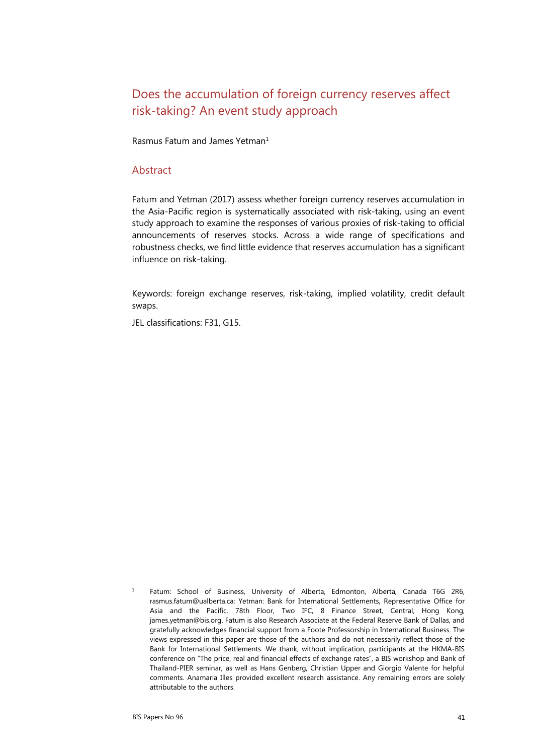# Does the accumulation of foreign currency reserves affect risk-taking? An event study approach

Rasmus Fatum and James Yetman[1]

## Abstract

Fatum and Yetman (2017) assess whether foreign currency reserves accumulation in the Asia-Pacific region is systematically associated with risk-taking, using an event study approach to examine the responses of various proxies of risk-taking to official announcements of reserves stocks. Across a wide range of specifications and robustness checks, we find little evidence that reserves accumulation has a significant influence on risk-taking.

Keywords: foreign exchange reserves, risk-taking, implied volatility, credit default swaps.

JEL classifications: F31, G15.

[1] Fatum: School of Business, University of Alberta, Edmonton, Alberta, Canada T6G 2R6, rasmus.fatum@ualberta.ca; Yetman: Bank for International Settlements, Representative Office for Asia and the Pacific, 78th Floor, Two IFC, 8 Finance Street, Central, Hong Kong, james.yetman@bis.org. Fatum is also Research Associate at the Federal Reserve Bank of Dallas, and gratefully acknowledges financial support from a Foote Professorship in International Business. The views expressed in this paper are those of the authors and do not necessarily reflect those of the Bank for International Settlements. We thank, without implication, participants at the HKMA-BIS conference on "The price, real and financial effects of exchange rates", a BIS workshop and Bank of Thailand-PIER seminar, as well as Hans Genberg, Christian Upper and Giorgio Valente for helpful comments. Anamaria Illes provided excellent research assistance. Any remaining errors are solely attributable to the authors.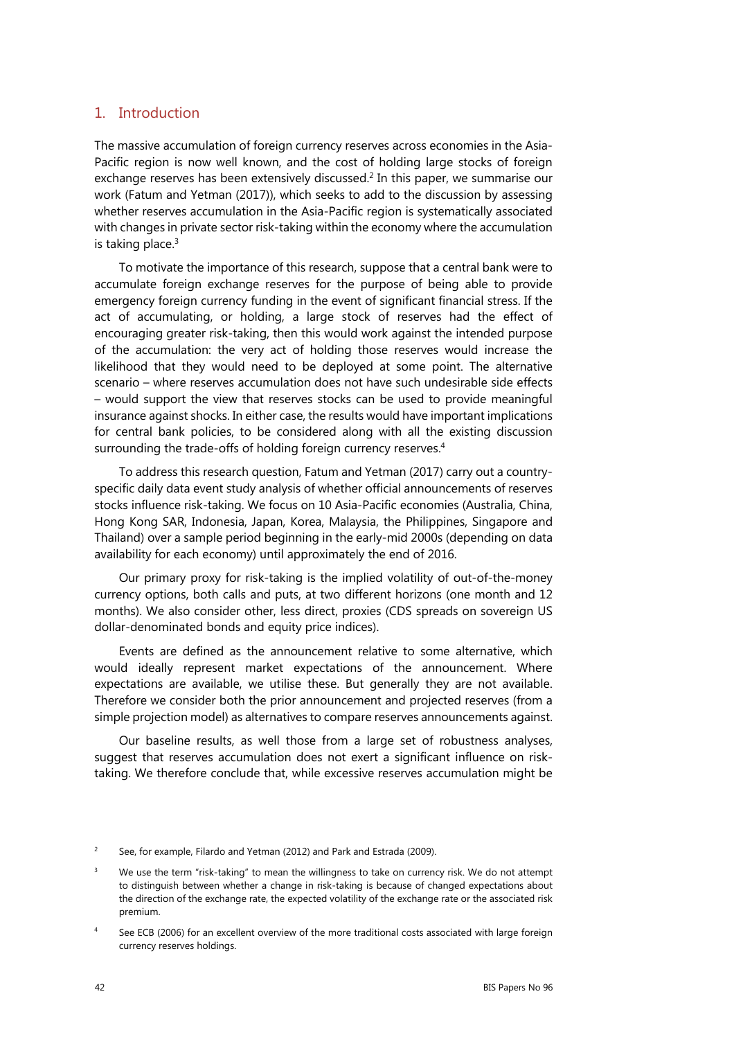## 1. Introduction

The massive accumulation of foreign currency reserves across economies in the Asia-Pacific region is now well known, and the cost of holding large stocks of foreign exchange reserves has been extensively discussed.[2] In this paper, we summarise our work (Fatum and Yetman (2017)), which seeks to add to the discussion by assessing whether reserves accumulation in the Asia-Pacific region is systematically associated with changes in private sector risk-taking within the economy where the accumulation is taking place.[3]

To motivate the importance of this research, suppose that a central bank were to accumulate foreign exchange reserves for the purpose of being able to provide emergency foreign currency funding in the event of significant financial stress. If the act of accumulating, or holding, a large stock of reserves had the effect of encouraging greater risk-taking, then this would work against the intended purpose of the accumulation: the very act of holding those reserves would increase the likelihood that they would need to be deployed at some point. The alternative scenario – where reserves accumulation does not have such undesirable side effects – would support the view that reserves stocks can be used to provide meaningful insurance against shocks. In either case, the results would have important implications for central bank policies, to be considered along with all the existing discussion surrounding the trade-offs of holding foreign currency reserves.[4]

To address this research question, Fatum and Yetman (2017) carry out a country-specific daily data event study analysis of whether official announcements of reserves stocks influence risk-taking. We focus on 10 Asia-Pacific economies (Australia, China, Hong Kong SAR, Indonesia, Japan, Korea, Malaysia, the Philippines, Singapore and Thailand) over a sample period beginning in the early-mid 2000s (depending on data availability for each economy) until approximately the end of 2016.

Our primary proxy for risk-taking is the implied volatility of out-of-the-money currency options, both calls and puts, at two different horizons (one month and 12 months). We also consider other, less direct, proxies (CDS spreads on sovereign US dollar-denominated bonds and equity price indices).

Events are defined as the announcement relative to some alternative, which would ideally represent market expectations of the announcement. Where expectations are available, we utilise these. But generally they are not available. Therefore we consider both the prior announcement and projected reserves (from a simple projection model) as alternatives to compare reserves announcements against.

Our baseline results, as well those from a large set of robustness analyses, suggest that reserves accumulation does not exert a significant influence on risk-taking. We therefore conclude that, while excessive reserves accumulation might be

---

[2] See, for example, Filardo and Yetman (2012) and Park and Estrada (2009).

[3] We use the term "risk-taking" to mean the willingness to take on currency risk. We do not attempt to distinguish between whether a change in risk-taking is because of changed expectations about the direction of the exchange rate, the expected volatility of the exchange rate or the associated risk premium.

[4] See ECB (2006) for an excellent overview of the more traditional costs associated with large foreign currency reserves holdings.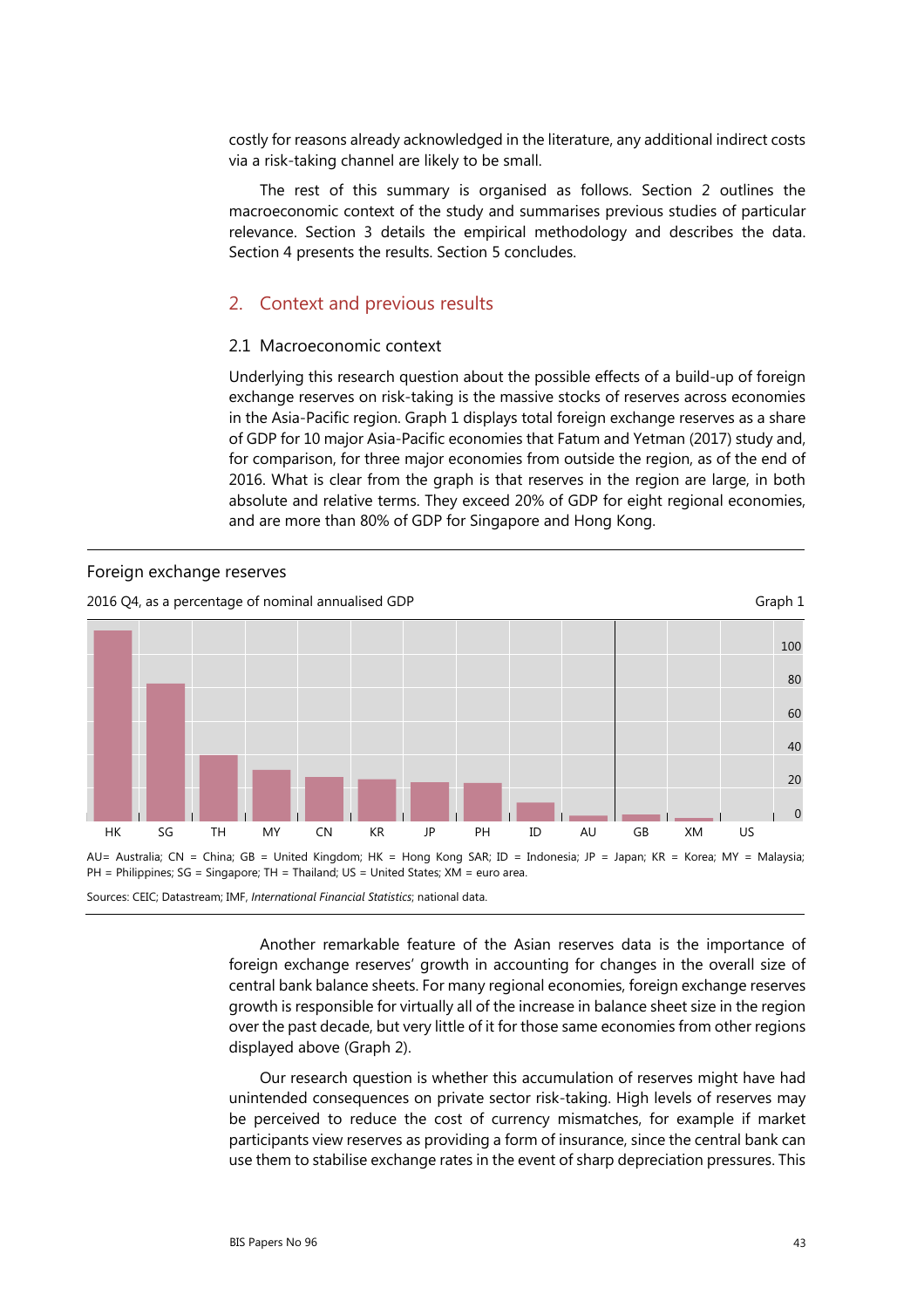costly for reasons already acknowledged in the literature, any additional indirect costs via a risk-taking channel are likely to be small.

The rest of this summary is organised as follows. Section 2 outlines the macroeconomic context of the study and summarises previous studies of particular relevance. Section 3 details the empirical methodology and describes the data. Section 4 presents the results. Section 5 concludes.

## 2. Context and previous results

### 2.1 Macroeconomic context

Underlying this research question about the possible effects of a build-up of foreign exchange reserves on risk-taking is the massive stocks of reserves across economies in the Asia-Pacific region. Graph 1 displays total foreign exchange reserves as a share of GDP for 10 major Asia-Pacific economies that Fatum and Yetman (2017) study and, for comparison, for three major economies from outside the region, as of the end of 2016. What is clear from the graph is that reserves in the region are large, in both absolute and relative terms. They exceed 20% of GDP for eight regional economies, and are more than 80% of GDP for Singapore and Hong Kong.

Foreign exchange reserves

2016 Q4, as a percentage of nominal annualised GDP

Graph 1

100
80
60
40
20
0

HK SG TH MY CN KR JP PH ID AU GB XM US

AU= Australia; CN = China; GB = United Kingdom; HK = Hong Kong SAR; ID = Indonesia; JP = Japan; KR = Korea; MY = Malaysia; PH = Philippines; SG = Singapore; TH = Thailand; US = United States; XM = euro area.

Sources: CEIC; Datastream; IMF, *International Financial Statistics*; national data.

Another remarkable feature of the Asian reserves data is the importance of foreign exchange reserves' growth in accounting for changes in the overall size of central bank balance sheets. For many regional economies, foreign exchange reserves growth is responsible for virtually all of the increase in balance sheet size in the region over the past decade, but very little of it for those same economies from other regions displayed above (Graph 2).

Our research question is whether this accumulation of reserves might have had unintended consequences on private sector risk-taking. High levels of reserves may be perceived to reduce the cost of currency mismatches, for example if market participants view reserves as providing a form of insurance, since the central bank can use them to stabilise exchange rates in the event of sharp depreciation pressures. This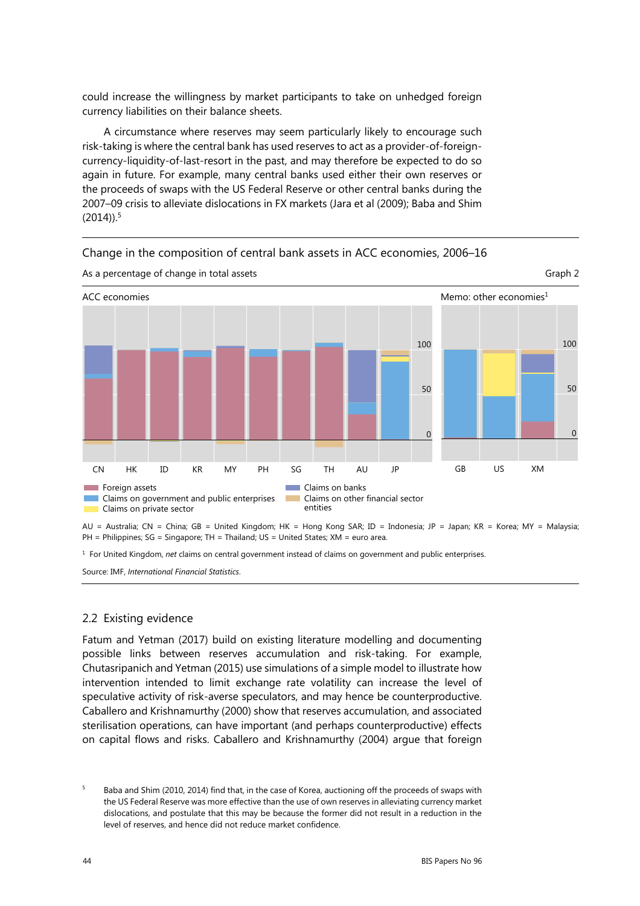could increase the willingness by market participants to take on unhedged foreign currency liabilities on their balance sheets.

A circumstance where reserves may seem particularly likely to encourage such risk-taking is where the central bank has used reserves to act as a provider-of-foreign-currency-liquidity-of-last-resort in the past, and may therefore be expected to do so again in future. For example, many central banks used either their own reserves or the proceeds of swaps with the US Federal Reserve or other central banks during the 2007–09 crisis to alleviate dislocations in FX markets (Jara et al (2009); Baba and Shim (2014)).[5]

Change in the composition of central bank assets in ACC economies, 2006–16

As a percentage of change in total assets

Graph 2

ACC economies

100
50
0

CN HK ID KR MY PH SG TH AU JP

Memo: other economies[1]

100
50
0

GB US XM

Foreign assets
Claims on government and public enterprises
Claims on private sector
Claims on banks
Claims on other financial sector entities

AU = Australia; CN = China; GB = United Kingdom; HK = Hong Kong SAR; ID = Indonesia; JP = Japan; KR = Korea; MY = Malaysia; PH = Philippines; SG = Singapore; TH = Thailand; US = United States; XM = euro area.

[1] For United Kingdom, *net* claims on central government instead of claims on government and public enterprises.

Source: IMF, *International Financial Statistics*.

## 2.2 Existing evidence

Fatum and Yetman (2017) build on existing literature modelling and documenting possible links between reserves accumulation and risk-taking. For example, Chutasripanich and Yetman (2015) use simulations of a simple model to illustrate how intervention intended to limit exchange rate volatility can increase the level of speculative activity of risk-averse speculators, and may hence be counterproductive. Caballero and Krishnamurthy (2000) show that reserves accumulation, and associated sterilisation operations, can have important (and perhaps counterproductive) effects on capital flows and risks. Caballero and Krishnamurthy (2004) argue that foreign

[5] Baba and Shim (2010, 2014) find that, in the case of Korea, auctioning off the proceeds of swaps with the US Federal Reserve was more effective than the use of own reserves in alleviating currency market dislocations, and postulate that this may be because the former did not result in a reduction in the level of reserves, and hence did not reduce market confidence.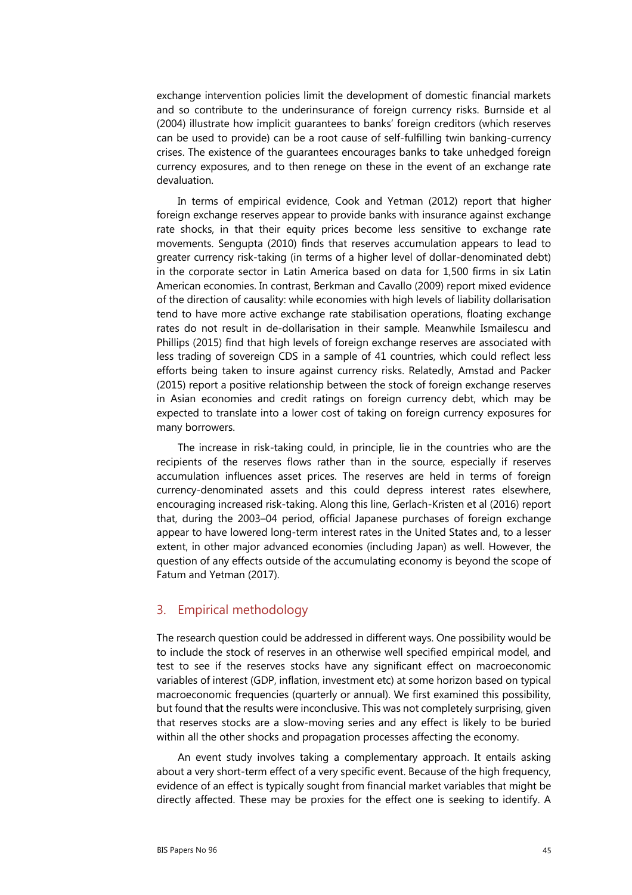exchange intervention policies limit the development of domestic financial markets and so contribute to the underinsurance of foreign currency risks. Burnside et al (2004) illustrate how implicit guarantees to banks' foreign creditors (which reserves can be used to provide) can be a root cause of self-fulfilling twin banking-currency crises. The existence of the guarantees encourages banks to take unhedged foreign currency exposures, and to then renege on these in the event of an exchange rate devaluation.

In terms of empirical evidence, Cook and Yetman (2012) report that higher foreign exchange reserves appear to provide banks with insurance against exchange rate shocks, in that their equity prices become less sensitive to exchange rate movements. Sengupta (2010) finds that reserves accumulation appears to lead to greater currency risk-taking (in terms of a higher level of dollar-denominated debt) in the corporate sector in Latin America based on data for 1,500 firms in six Latin American economies. In contrast, Berkman and Cavallo (2009) report mixed evidence of the direction of causality: while economies with high levels of liability dollarisation tend to have more active exchange rate stabilisation operations, floating exchange rates do not result in de-dollarisation in their sample. Meanwhile Ismailescu and Phillips (2015) find that high levels of foreign exchange reserves are associated with less trading of sovereign CDS in a sample of 41 countries, which could reflect less efforts being taken to insure against currency risks. Relatedly, Amstad and Packer (2015) report a positive relationship between the stock of foreign exchange reserves in Asian economies and credit ratings on foreign currency debt, which may be expected to translate into a lower cost of taking on foreign currency exposures for many borrowers.

The increase in risk-taking could, in principle, lie in the countries who are the recipients of the reserves flows rather than in the source, especially if reserves accumulation influences asset prices. The reserves are held in terms of foreign currency-denominated assets and this could depress interest rates elsewhere, encouraging increased risk-taking. Along this line, Gerlach-Kristen et al (2016) report that, during the 2003–04 period, official Japanese purchases of foreign exchange appear to have lowered long-term interest rates in the United States and, to a lesser extent, in other major advanced economies (including Japan) as well. However, the question of any effects outside of the accumulating economy is beyond the scope of Fatum and Yetman (2017).

## 3. Empirical methodology

The research question could be addressed in different ways. One possibility would be to include the stock of reserves in an otherwise well specified empirical model, and test to see if the reserves stocks have any significant effect on macroeconomic variables of interest (GDP, inflation, investment etc) at some horizon based on typical macroeconomic frequencies (quarterly or annual). We first examined this possibility, but found that the results were inconclusive. This was not completely surprising, given that reserves stocks are a slow-moving series and any effect is likely to be buried within all the other shocks and propagation processes affecting the economy.

An event study involves taking a complementary approach. It entails asking about a very short-term effect of a very specific event. Because of the high frequency, evidence of an effect is typically sought from financial market variables that might be directly affected. These may be proxies for the effect one is seeking to identify. A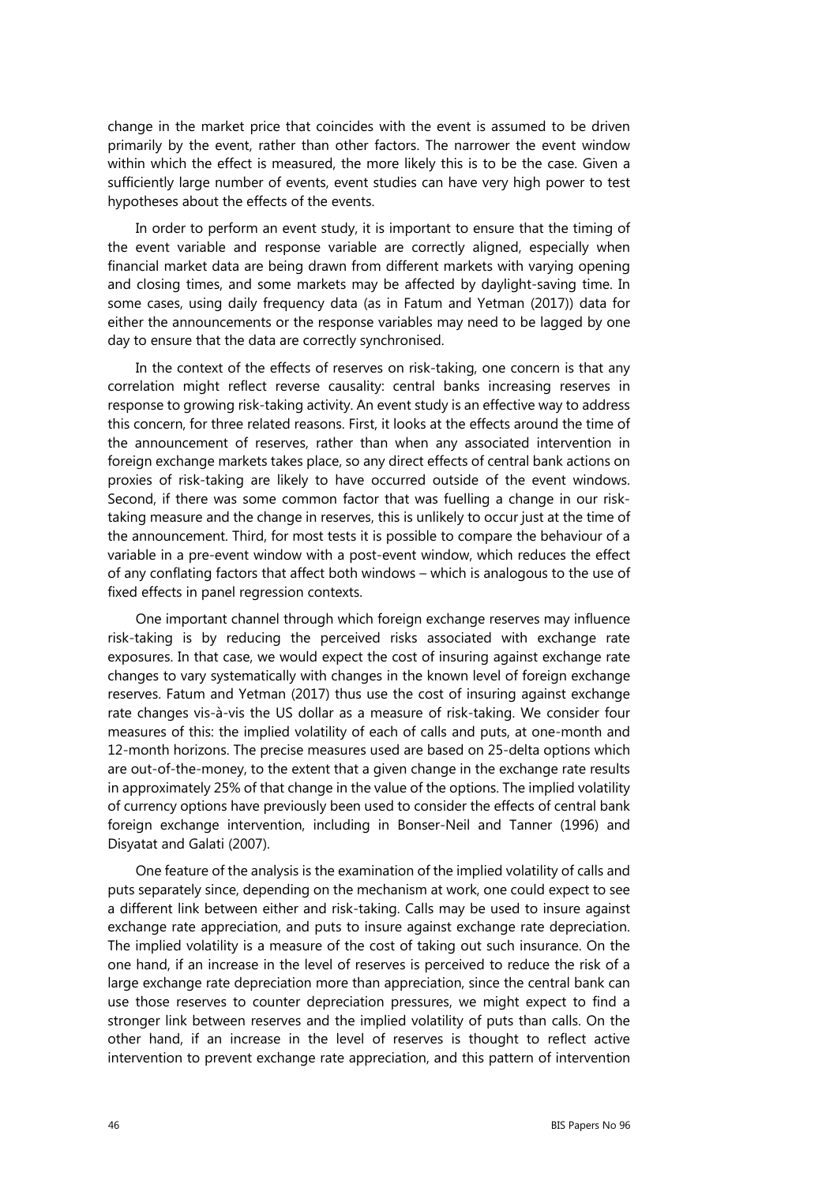change in the market price that coincides with the event is assumed to be driven primarily by the event, rather than other factors. The narrower the event window within which the effect is measured, the more likely this is to be the case. Given a sufficiently large number of events, event studies can have very high power to test hypotheses about the effects of the events.

In order to perform an event study, it is important to ensure that the timing of the event variable and response variable are correctly aligned, especially when financial market data are being drawn from different markets with varying opening and closing times, and some markets may be affected by daylight-saving time. In some cases, using daily frequency data (as in Fatum and Yetman (2017)) data for either the announcements or the response variables may need to be lagged by one day to ensure that the data are correctly synchronised.

In the context of the effects of reserves on risk-taking, one concern is that any correlation might reflect reverse causality: central banks increasing reserves in response to growing risk-taking activity. An event study is an effective way to address this concern, for three related reasons. First, it looks at the effects around the time of the announcement of reserves, rather than when any associated intervention in foreign exchange markets takes place, so any direct effects of central bank actions on proxies of risk-taking are likely to have occurred outside of the event windows. Second, if there was some common factor that was fuelling a change in our risk-taking measure and the change in reserves, this is unlikely to occur just at the time of the announcement. Third, for most tests it is possible to compare the behaviour of a variable in a pre-event window with a post-event window, which reduces the effect of any conflating factors that affect both windows – which is analogous to the use of fixed effects in panel regression contexts.

One important channel through which foreign exchange reserves may influence risk-taking is by reducing the perceived risks associated with exchange rate exposures. In that case, we would expect the cost of insuring against exchange rate changes to vary systematically with changes in the known level of foreign exchange reserves. Fatum and Yetman (2017) thus use the cost of insuring against exchange rate changes vis-à-vis the US dollar as a measure of risk-taking. We consider four measures of this: the implied volatility of each of calls and puts, at one-month and 12-month horizons. The precise measures used are based on 25-delta options which are out-of-the-money, to the extent that a given change in the exchange rate results in approximately 25% of that change in the value of the options. The implied volatility of currency options have previously been used to consider the effects of central bank foreign exchange intervention, including in Bonser-Neil and Tanner (1996) and Disyatat and Galati (2007).

One feature of the analysis is the examination of the implied volatility of calls and puts separately since, depending on the mechanism at work, one could expect to see a different link between either and risk-taking. Calls may be used to insure against exchange rate appreciation, and puts to insure against exchange rate depreciation. The implied volatility is a measure of the cost of taking out such insurance. On the one hand, if an increase in the level of reserves is perceived to reduce the risk of a large exchange rate depreciation more than appreciation, since the central bank can use those reserves to counter depreciation pressures, we might expect to find a stronger link between reserves and the implied volatility of puts than calls. On the other hand, if an increase in the level of reserves is thought to reflect active intervention to prevent exchange rate appreciation, and this pattern of intervention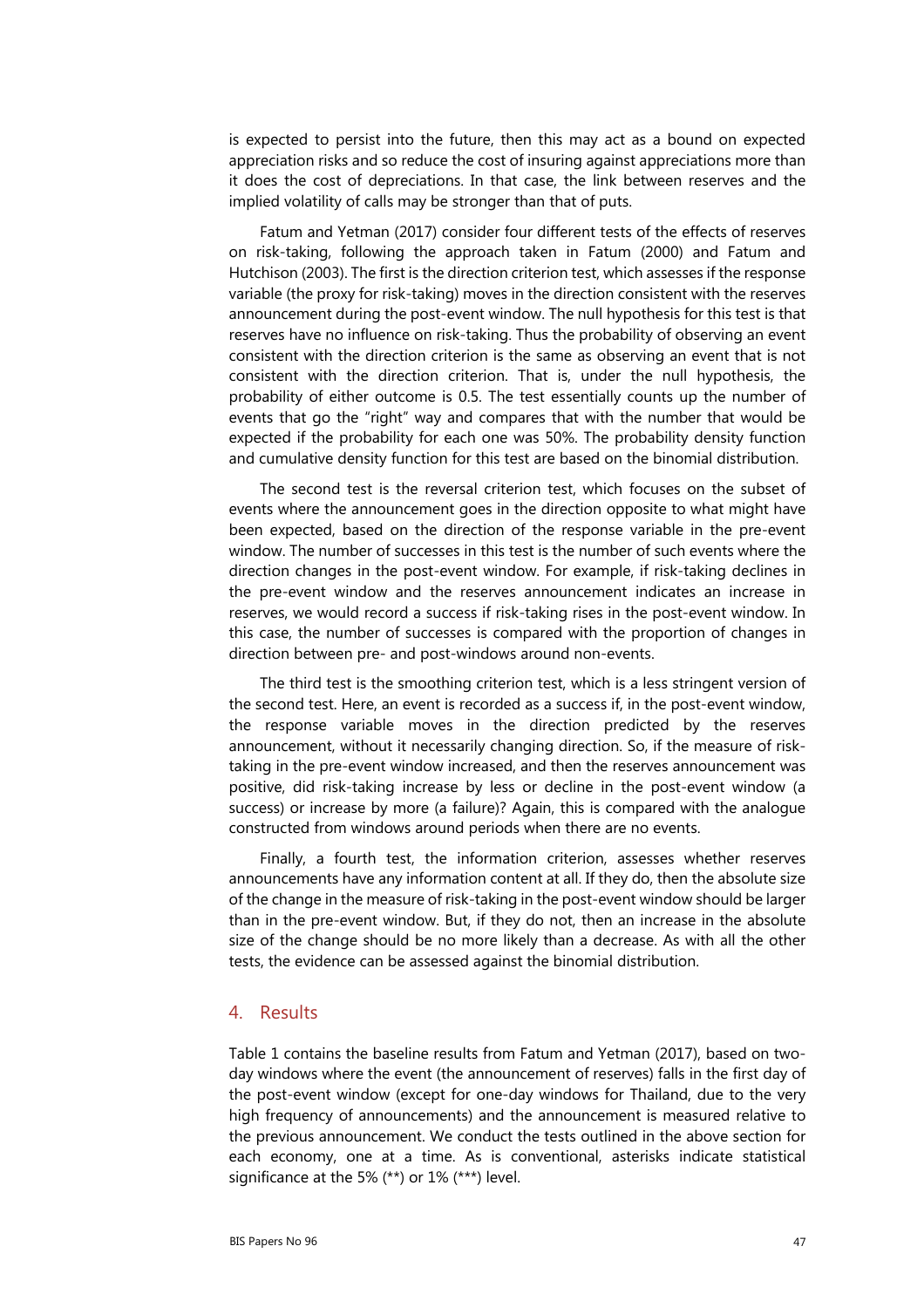is expected to persist into the future, then this may act as a bound on expected appreciation risks and so reduce the cost of insuring against appreciations more than it does the cost of depreciations. In that case, the link between reserves and the implied volatility of calls may be stronger than that of puts.

Fatum and Yetman (2017) consider four different tests of the effects of reserves on risk-taking, following the approach taken in Fatum (2000) and Fatum and Hutchison (2003). The first is the direction criterion test, which assesses if the response variable (the proxy for risk-taking) moves in the direction consistent with the reserves announcement during the post-event window. The null hypothesis for this test is that reserves have no influence on risk-taking. Thus the probability of observing an event consistent with the direction criterion is the same as observing an event that is not consistent with the direction criterion. That is, under the null hypothesis, the probability of either outcome is 0.5. The test essentially counts up the number of events that go the "right" way and compares that with the number that would be expected if the probability for each one was 50%. The probability density function and cumulative density function for this test are based on the binomial distribution.

The second test is the reversal criterion test, which focuses on the subset of events where the announcement goes in the direction opposite to what might have been expected, based on the direction of the response variable in the pre-event window. The number of successes in this test is the number of such events where the direction changes in the post-event window. For example, if risk-taking declines in the pre-event window and the reserves announcement indicates an increase in reserves, we would record a success if risk-taking rises in the post-event window. In this case, the number of successes is compared with the proportion of changes in direction between pre- and post-windows around non-events.

The third test is the smoothing criterion test, which is a less stringent version of the second test. Here, an event is recorded as a success if, in the post-event window, the response variable moves in the direction predicted by the reserves announcement, without it necessarily changing direction. So, if the measure of risk-taking in the pre-event window increased, and then the reserves announcement was positive, did risk-taking increase by less or decline in the post-event window (a success) or increase by more (a failure)? Again, this is compared with the analogue constructed from windows around periods when there are no events.

Finally, a fourth test, the information criterion, assesses whether reserves announcements have any information content at all. If they do, then the absolute size of the change in the measure of risk-taking in the post-event window should be larger than in the pre-event window. But, if they do not, then an increase in the absolute size of the change should be no more likely than a decrease. As with all the other tests, the evidence can be assessed against the binomial distribution.

## 4. Results

Table 1 contains the baseline results from Fatum and Yetman (2017), based on two-day windows where the event (the announcement of reserves) falls in the first day of the post-event window (except for one-day windows for Thailand, due to the very high frequency of announcements) and the announcement is measured relative to the previous announcement. We conduct the tests outlined in the above section for each economy, one at a time. As is conventional, asterisks indicate statistical significance at the 5% (**) or 1% (***) level.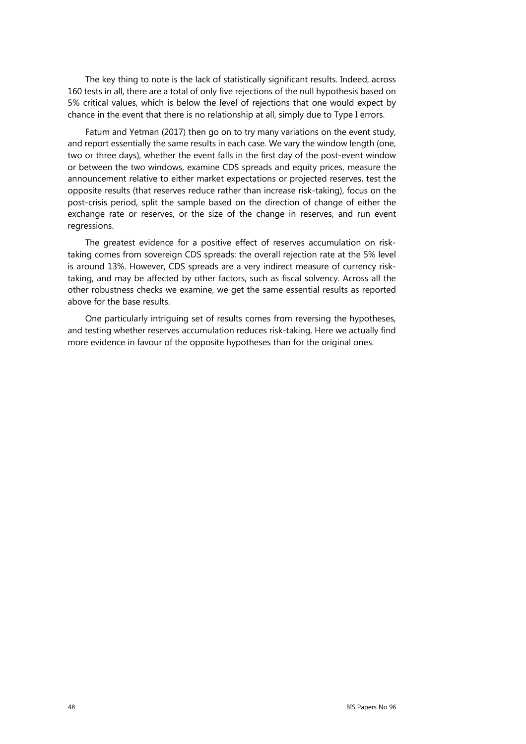The key thing to note is the lack of statistically significant results. Indeed, across 160 tests in all, there are a total of only five rejections of the null hypothesis based on 5% critical values, which is below the level of rejections that one would expect by chance in the event that there is no relationship at all, simply due to Type I errors.

Fatum and Yetman (2017) then go on to try many variations on the event study, and report essentially the same results in each case. We vary the window length (one, two or three days), whether the event falls in the first day of the post-event window or between the two windows, examine CDS spreads and equity prices, measure the announcement relative to either market expectations or projected reserves, test the opposite results (that reserves reduce rather than increase risk-taking), focus on the post-crisis period, split the sample based on the direction of change of either the exchange rate or reserves, or the size of the change in reserves, and run event regressions.

The greatest evidence for a positive effect of reserves accumulation on risk-taking comes from sovereign CDS spreads: the overall rejection rate at the 5% level is around 13%. However, CDS spreads are a very indirect measure of currency risk-taking, and may be affected by other factors, such as fiscal solvency. Across all the other robustness checks we examine, we get the same essential results as reported above for the base results.

One particularly intriguing set of results comes from reversing the hypotheses, and testing whether reserves accumulation reduces risk-taking. Here we actually find more evidence in favour of the opposite hypotheses than for the original ones.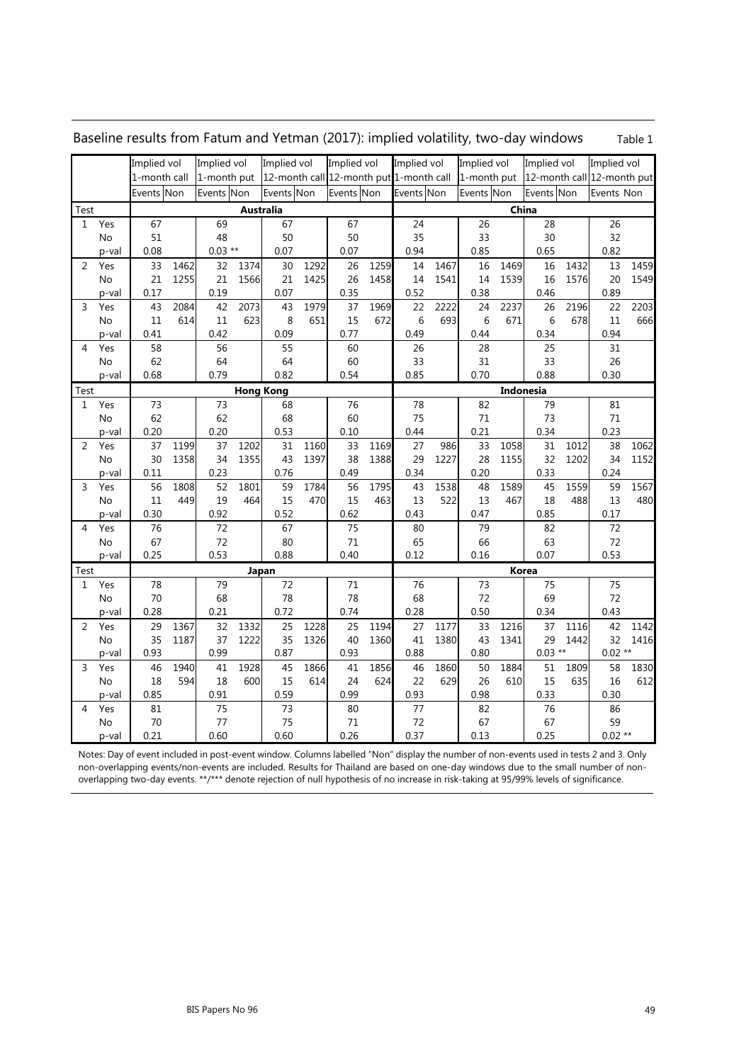Baseline results from Fatum and Yetman (2017): implied volatility, two-day windows

Table 1

| | | Implied vol 1-month call | | Implied vol 1-month put | | Implied vol 12-month call | | Implied vol 12-month put | | Implied vol 1-month call | | Implied vol 1-month put | | Implied vol 12-month call | | Implied vol 12-month put | |
|---|---|---|---|---|---|---|---|---|---|---|---|---|---|---|---|---|---|
| | | Events | Non | Events | Non | Events | Non | Events | Non | Events | Non | Events | Non | Events | Non | Events | Non |
| Test | | **Australia** | | | | | | | | **China** | | | | | | | |
| 1 | Yes | 67 | | 69 | | 67 | | 67 | | 24 | | 26 | | 28 | | 26 | |
| | No | 51 | | 48 | | 50 | | 50 | | 35 | | 33 | | 30 | | 32 | |
| | p-val | 0.08 | | 0.03 ** | | 0.07 | | 0.07 | | 0.94 | | 0.85 | | 0.65 | | 0.82 | |
| 2 | Yes | 33 | 1462 | 32 | 1374 | 30 | 1292 | 26 | 1259 | 14 | 1467 | 16 | 1469 | 16 | 1432 | 13 | 1459 |
| | No | 21 | 1255 | 21 | 1566 | 21 | 1425 | 26 | 1458 | 14 | 1541 | 14 | 1539 | 16 | 1576 | 20 | 1549 |
| | p-val | 0.17 | | 0.19 | | 0.07 | | 0.35 | | 0.52 | | 0.38 | | 0.46 | | 0.89 | |
| 3 | Yes | 43 | 2084 | 42 | 2073 | 43 | 1979 | 37 | 1969 | 22 | 2222 | 24 | 2237 | 26 | 2196 | 22 | 2203 |
| | No | 11 | 614 | 11 | 623 | 8 | 651 | 15 | 672 | 6 | 693 | 6 | 671 | 6 | 678 | 11 | 666 |
| | p-val | 0.41 | | 0.42 | | 0.09 | | 0.77 | | 0.49 | | 0.44 | | 0.34 | | 0.94 | |
| 4 | Yes | 58 | | 56 | | 55 | | 60 | | 26 | | 28 | | 25 | | 31 | |
| | No | 62 | | 64 | | 64 | | 60 | | 33 | | 31 | | 33 | | 26 | |
| | p-val | 0.68 | | 0.79 | | 0.82 | | 0.54 | | 0.85 | | 0.70 | | 0.88 | | 0.30 | |
| Test | | **Hong Kong** | | | | | | | | **Indonesia** | | | | | | | |
| 1 | Yes | 73 | | 73 | | 68 | | 76 | | 78 | | 82 | | 79 | | 81 | |
| | No | 62 | | 62 | | 68 | | 60 | | 75 | | 71 | | 73 | | 71 | |
| | p-val | 0.20 | | 0.20 | | 0.53 | | 0.10 | | 0.44 | | 0.21 | | 0.34 | | 0.23 | |
| 2 | Yes | 37 | 1199 | 37 | 1202 | 31 | 1160 | 33 | 1169 | 27 | 986 | 33 | 1058 | 31 | 1012 | 38 | 1062 |
| | No | 30 | 1358 | 34 | 1355 | 43 | 1397 | 38 | 1388 | 29 | 1227 | 28 | 1155 | 32 | 1202 | 34 | 1152 |
| | p-val | 0.11 | | 0.23 | | 0.76 | | 0.49 | | 0.34 | | 0.20 | | 0.33 | | 0.24 | |
| 3 | Yes | 56 | 1808 | 52 | 1801 | 59 | 1784 | 56 | 1795 | 43 | 1538 | 48 | 1589 | 45 | 1559 | 59 | 1567 |
| | No | 11 | 449 | 19 | 464 | 15 | 470 | 15 | 463 | 13 | 522 | 13 | 467 | 18 | 488 | 13 | 480 |
| | p-val | 0.30 | | 0.92 | | 0.52 | | 0.62 | | 0.43 | | 0.47 | | 0.85 | | 0.17 | |
| 4 | Yes | 76 | | 72 | | 67 | | 75 | | 80 | | 79 | | 82 | | 72 | |
| | No | 67 | | 72 | | 80 | | 71 | | 65 | | 66 | | 63 | | 72 | |
| | p-val | 0.25 | | 0.53 | | 0.88 | | 0.40 | | 0.12 | | 0.16 | | 0.07 | | 0.53 | |
| Test | | **Japan** | | | | | | | | **Korea** | | | | | | | |
| 1 | Yes | 78 | | 79 | | 72 | | 71 | | 76 | | 73 | | 75 | | 75 | |
| | No | 70 | | 68 | | 78 | | 78 | | 68 | | 72 | | 69 | | 72 | |
| | p-val | 0.28 | | 0.21 | | 0.72 | | 0.74 | | 0.28 | | 0.50 | | 0.34 | | 0.43 | |
| 2 | Yes | 29 | 1367 | 32 | 1332 | 25 | 1228 | 25 | 1194 | 27 | 1177 | 33 | 1216 | 37 | 1116 | 42 | 1142 |
| | No | 35 | 1187 | 37 | 1222 | 35 | 1326 | 40 | 1360 | 41 | 1380 | 43 | 1341 | 29 | 1442 | 32 | 1416 |
| | p-val | 0.93 | | 0.99 | | 0.87 | | 0.93 | | 0.88 | | 0.80 | | 0.03 ** | | 0.02 ** | |
| 3 | Yes | 46 | 1940 | 41 | 1928 | 45 | 1866 | 41 | 1856 | 46 | 1860 | 50 | 1884 | 51 | 1809 | 58 | 1830 |
| | No | 18 | 594 | 18 | 600 | 15 | 614 | 24 | 624 | 22 | 629 | 26 | 610 | 15 | 635 | 16 | 612 |
| | p-val | 0.85 | | 0.91 | | 0.59 | | 0.99 | | 0.93 | | 0.98 | | 0.33 | | 0.30 | |
| 4 | Yes | 81 | | 75 | | 73 | | 80 | | 77 | | 82 | | 76 | | 86 | |
| | No | 70 | | 77 | | 75 | | 71 | | 72 | | 67 | | 67 | | 59 | |
| | p-val | 0.21 | | 0.60 | | 0.60 | | 0.26 | | 0.37 | | 0.13 | | 0.25 | | 0.02 ** | |

Notes: Day of event included in post-event window. Columns labelled "Non" display the number of non-events used in tests 2 and 3. Only non-overlapping events/non-events are included. Results for Thailand are based on one-day windows due to the small number of non-overlapping two-day events. **/*** denote rejection of null hypothesis of no increase in risk-taking at 95/99% levels of significance.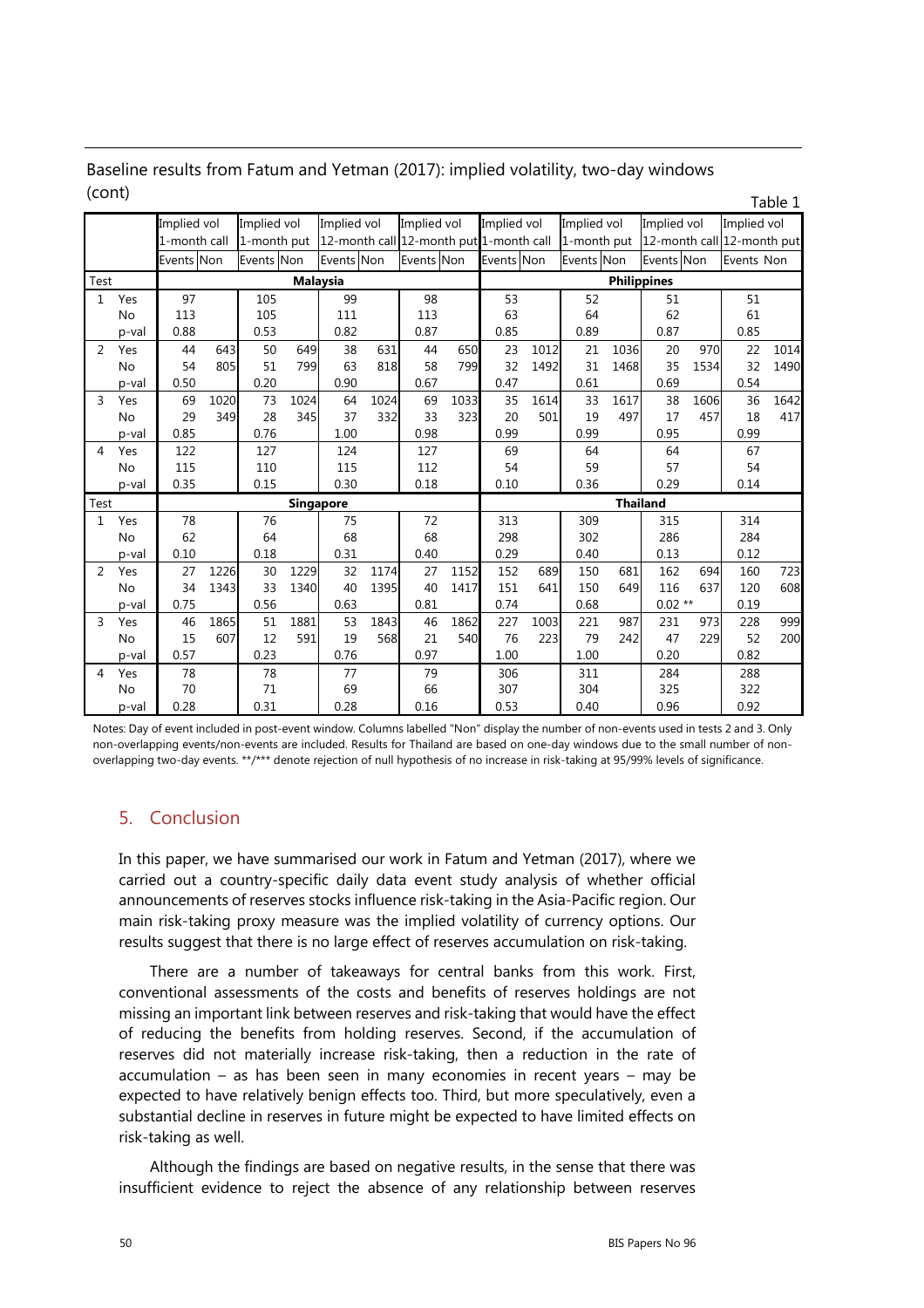Baseline results from Fatum and Yetman (2017): implied volatility, two-day windows (cont)

Table 1

| Test | | Implied vol 1-month call | | Implied vol 1-month put | | Implied vol 12-month call | | Implied vol 12-month put | | Implied vol 1-month call | | Implied vol 1-month put | | Implied vol 12-month call | | Implied vol 12-month put | |
|---|---|---|---|---|---|---|---|---|---|---|---|---|---|---|---|---|---|
| | | Events | Non | Events | Non | Events | Non | Events | Non | Events | Non | Events | Non | Events | Non | Events | Non |
| Test | | **Malaysia** | | | | | | | | **Philippines** | | | | | | | |
| 1 | Yes | 97 | | 105 | | 99 | | 98 | | 53 | | 52 | | 51 | | 51 | |
| | No | 113 | | 105 | | 111 | | 113 | | 63 | | 64 | | 62 | | 61 | |
| | p-val | 0.88 | | 0.53 | | 0.82 | | 0.87 | | 0.85 | | 0.89 | | 0.87 | | 0.85 | |
| 2 | Yes | 44 | 643 | 50 | 649 | 38 | 631 | 44 | 650 | 23 | 1012 | 21 | 1036 | 20 | 970 | 22 | 1014 |
| | No | 54 | 805 | 51 | 799 | 63 | 818 | 58 | 799 | 32 | 1492 | 31 | 1468 | 35 | 1534 | 32 | 1490 |
| | p-val | 0.50 | | 0.20 | | 0.90 | | 0.67 | | 0.47 | | 0.61 | | 0.69 | | 0.54 | |
| 3 | Yes | 69 | 1020 | 73 | 1024 | 64 | 1024 | 69 | 1033 | 35 | 1614 | 33 | 1617 | 38 | 1606 | 36 | 1642 |
| | No | 29 | 349 | 28 | 345 | 37 | 332 | 33 | 323 | 20 | 501 | 19 | 497 | 17 | 457 | 18 | 417 |
| | p-val | 0.85 | | 0.76 | | 1.00 | | 0.98 | | 0.99 | | 0.99 | | 0.95 | | 0.99 | |
| 4 | Yes | 122 | | 127 | | 124 | | 127 | | 69 | | 64 | | 64 | | 67 | |
| | No | 115 | | 110 | | 115 | | 112 | | 54 | | 59 | | 57 | | 54 | |
| | p-val | 0.35 | | 0.15 | | 0.30 | | 0.18 | | 0.10 | | 0.36 | | 0.29 | | 0.14 | |
| Test | | **Singapore** | | | | | | | | **Thailand** | | | | | | | |
| 1 | Yes | 78 | | 76 | | 75 | | 72 | | 313 | | 309 | | 315 | | 314 | |
| | No | 62 | | 64 | | 68 | | 68 | | 298 | | 302 | | 286 | | 284 | |
| | p-val | 0.10 | | 0.18 | | 0.31 | | 0.40 | | 0.29 | | 0.40 | | 0.13 | | 0.12 | |
| 2 | Yes | 27 | 1226 | 30 | 1229 | 32 | 1174 | 27 | 1152 | 152 | 689 | 150 | 681 | 162 | 694 | 160 | 723 |
| | No | 34 | 1343 | 33 | 1340 | 40 | 1395 | 40 | 1417 | 151 | 641 | 150 | 649 | 116 | 637 | 120 | 608 |
| | p-val | 0.75 | | 0.56 | | 0.63 | | 0.81 | | 0.74 | | 0.68 | | 0.02 ** | | 0.19 | |
| 3 | Yes | 46 | 1865 | 51 | 1881 | 53 | 1843 | 46 | 1862 | 227 | 1003 | 221 | 987 | 231 | 973 | 228 | 999 |
| | No | 15 | 607 | 12 | 591 | 19 | 568 | 21 | 540 | 76 | 223 | 79 | 242 | 47 | 229 | 52 | 200 |
| | p-val | 0.57 | | 0.23 | | 0.76 | | 0.97 | | 1.00 | | 1.00 | | 0.20 | | 0.82 | |
| 4 | Yes | 78 | | 78 | | 77 | | 79 | | 306 | | 311 | | 284 | | 288 | |
| | No | 70 | | 71 | | 69 | | 66 | | 307 | | 304 | | 325 | | 322 | |
| | p-val | 0.28 | | 0.31 | | 0.28 | | 0.16 | | 0.53 | | 0.40 | | 0.96 | | 0.92 | |

Notes: Day of event included in post-event window. Columns labelled "Non" display the number of non-events used in tests 2 and 3. Only non-overlapping events/non-events are included. Results for Thailand are based on one-day windows due to the small number of non-overlapping two-day events. **/*** denote rejection of null hypothesis of no increase in risk-taking at 95/99% levels of significance.

## 5. Conclusion

In this paper, we have summarised our work in Fatum and Yetman (2017), where we carried out a country-specific daily data event study analysis of whether official announcements of reserves stocks influence risk-taking in the Asia-Pacific region. Our main risk-taking proxy measure was the implied volatility of currency options. Our results suggest that there is no large effect of reserves accumulation on risk-taking.

There are a number of takeaways for central banks from this work. First, conventional assessments of the costs and benefits of reserves holdings are not missing an important link between reserves and risk-taking that would have the effect of reducing the benefits from holding reserves. Second, if the accumulation of reserves did not materially increase risk-taking, then a reduction in the rate of accumulation – as has been seen in many economies in recent years – may be expected to have relatively benign effects too. Third, but more speculatively, even a substantial decline in reserves in future might be expected to have limited effects on risk-taking as well.

Although the findings are based on negative results, in the sense that there was insufficient evidence to reject the absence of any relationship between reserves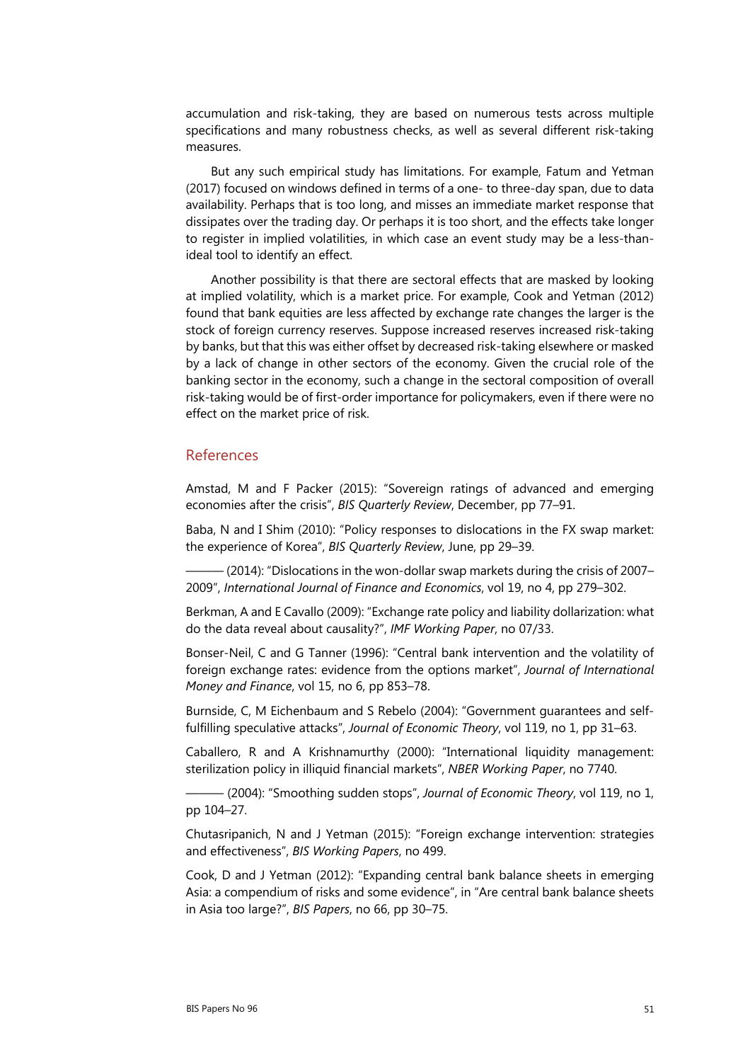accumulation and risk-taking, they are based on numerous tests across multiple specifications and many robustness checks, as well as several different risk-taking measures.

But any such empirical study has limitations. For example, Fatum and Yetman (2017) focused on windows defined in terms of a one- to three-day span, due to data availability. Perhaps that is too long, and misses an immediate market response that dissipates over the trading day. Or perhaps it is too short, and the effects take longer to register in implied volatilities, in which case an event study may be a less-than-ideal tool to identify an effect.

Another possibility is that there are sectoral effects that are masked by looking at implied volatility, which is a market price. For example, Cook and Yetman (2012) found that bank equities are less affected by exchange rate changes the larger is the stock of foreign currency reserves. Suppose increased reserves increased risk-taking by banks, but that this was either offset by decreased risk-taking elsewhere or masked by a lack of change in other sectors of the economy. Given the crucial role of the banking sector in the economy, such a change in the sectoral composition of overall risk-taking would be of first-order importance for policymakers, even if there were no effect on the market price of risk.

## References

Amstad, M and F Packer (2015): "Sovereign ratings of advanced and emerging economies after the crisis", *BIS Quarterly Review*, December, pp 77–91.

Baba, N and I Shim (2010): "Policy responses to dislocations in the FX swap market: the experience of Korea", *BIS Quarterly Review*, June, pp 29–39.

——— (2014): "Dislocations in the won-dollar swap markets during the crisis of 2007–2009", *International Journal of Finance and Economics*, vol 19, no 4, pp 279–302.

Berkman, A and E Cavallo (2009): "Exchange rate policy and liability dollarization: what do the data reveal about causality?", *IMF Working Paper*, no 07/33.

Bonser-Neil, C and G Tanner (1996): "Central bank intervention and the volatility of foreign exchange rates: evidence from the options market", *Journal of International Money and Finance*, vol 15, no 6, pp 853–78.

Burnside, C, M Eichenbaum and S Rebelo (2004): "Government guarantees and self-fulfilling speculative attacks", *Journal of Economic Theory*, vol 119, no 1, pp 31–63.

Caballero, R and A Krishnamurthy (2000): "International liquidity management: sterilization policy in illiquid financial markets", *NBER Working Paper*, no 7740.

——— (2004): "Smoothing sudden stops", *Journal of Economic Theory*, vol 119, no 1, pp 104–27.

Chutasripanich, N and J Yetman (2015): "Foreign exchange intervention: strategies and effectiveness", *BIS Working Papers*, no 499.

Cook, D and J Yetman (2012): "Expanding central bank balance sheets in emerging Asia: a compendium of risks and some evidence", in "Are central bank balance sheets in Asia too large?", *BIS Papers*, no 66, pp 30–75.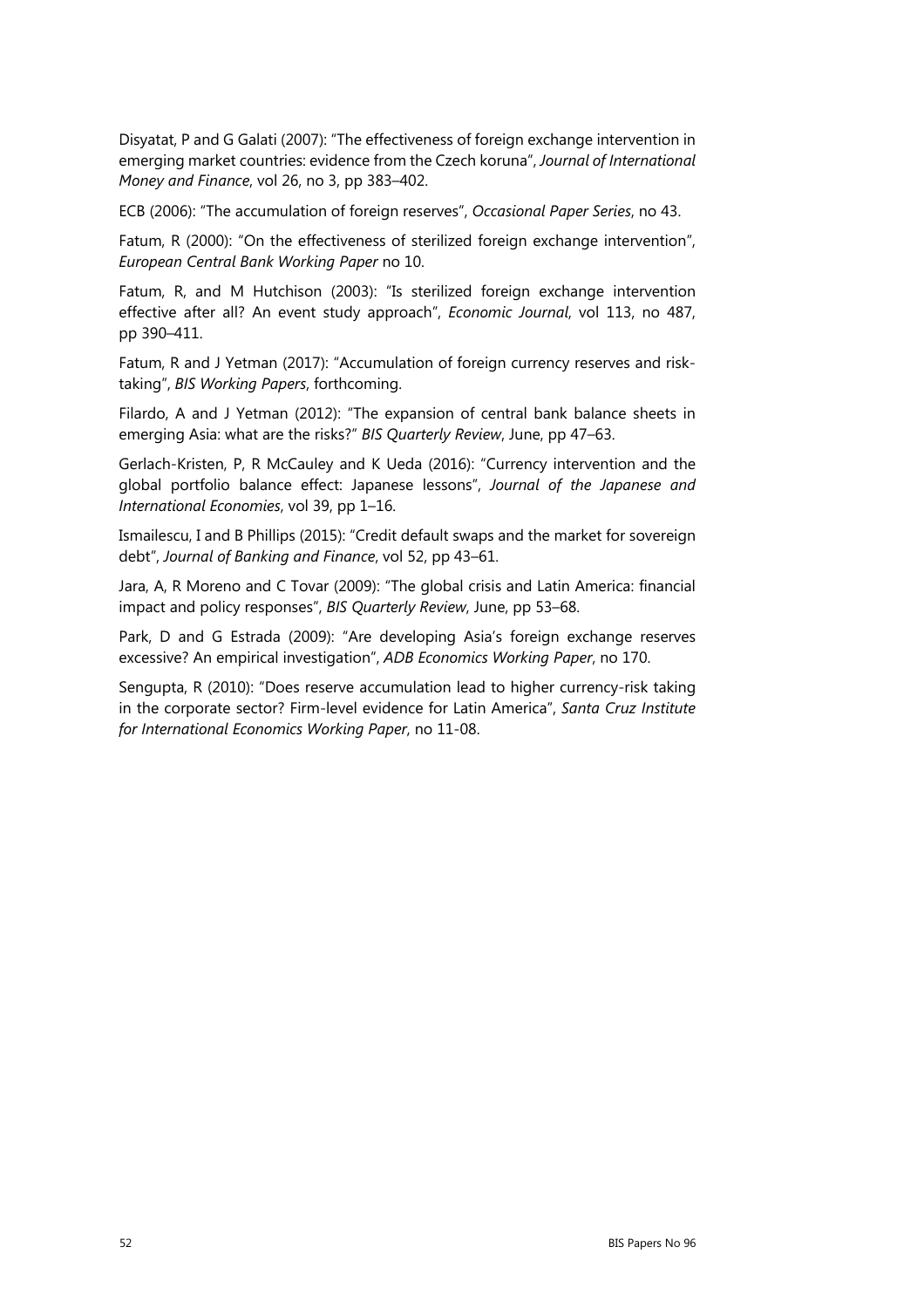Disyatat, P and G Galati (2007): "The effectiveness of foreign exchange intervention in emerging market countries: evidence from the Czech koruna", *Journal of International Money and Finance*, vol 26, no 3, pp 383–402.

ECB (2006): "The accumulation of foreign reserves", *Occasional Paper Series*, no 43.

Fatum, R (2000): "On the effectiveness of sterilized foreign exchange intervention", *European Central Bank Working Paper* no 10.

Fatum, R, and M Hutchison (2003): "Is sterilized foreign exchange intervention effective after all? An event study approach", *Economic Journal*, vol 113, no 487, pp 390–411.

Fatum, R and J Yetman (2017): "Accumulation of foreign currency reserves and risk-taking", *BIS Working Papers*, forthcoming.

Filardo, A and J Yetman (2012): "The expansion of central bank balance sheets in emerging Asia: what are the risks?" *BIS Quarterly Review*, June, pp 47–63.

Gerlach-Kristen, P, R McCauley and K Ueda (2016): "Currency intervention and the global portfolio balance effect: Japanese lessons", *Journal of the Japanese and International Economies*, vol 39, pp 1–16.

Ismailescu, I and B Phillips (2015): "Credit default swaps and the market for sovereign debt", *Journal of Banking and Finance*, vol 52, pp 43–61.

Jara, A, R Moreno and C Tovar (2009): "The global crisis and Latin America: financial impact and policy responses", *BIS Quarterly Review*, June, pp 53–68.

Park, D and G Estrada (2009): "Are developing Asia's foreign exchange reserves excessive? An empirical investigation", *ADB Economics Working Paper*, no 170.

Sengupta, R (2010): "Does reserve accumulation lead to higher currency-risk taking in the corporate sector? Firm-level evidence for Latin America", *Santa Cruz Institute for International Economics Working Paper*, no 11-08.